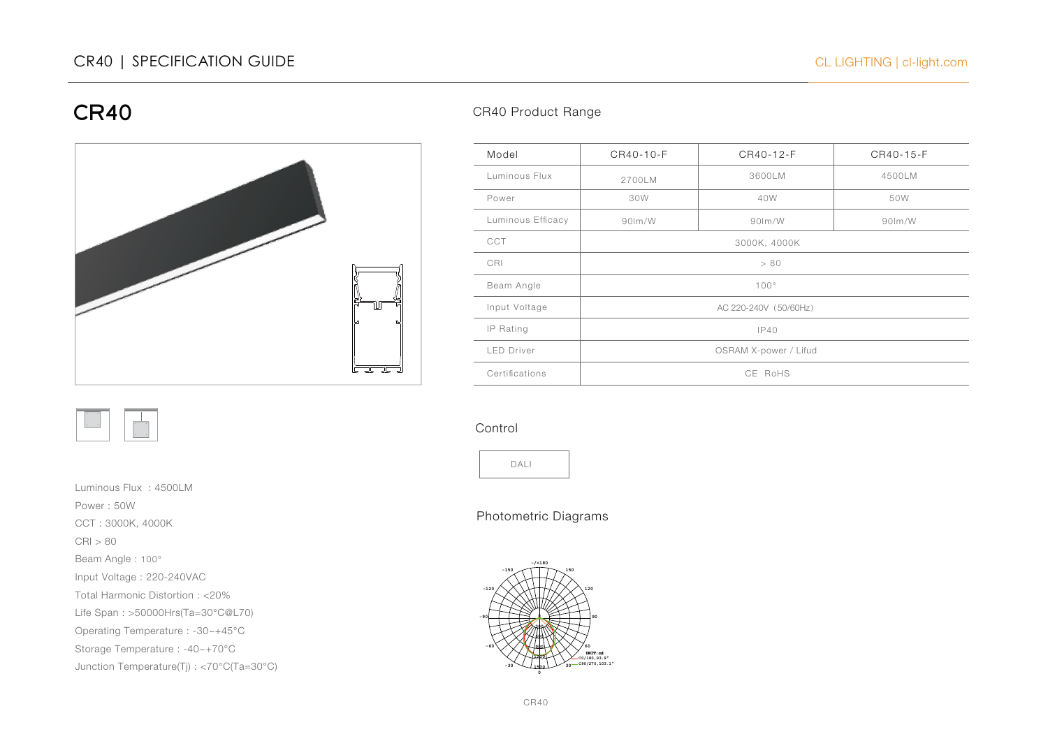# CR40

Luminous Flux : 4500LM

Power : 50W

CCT : 3000K, 4000K

CRI > 80

Beam Angle : 100°

Input Voltage : 220-240VAC

Total Harmonic Distortion : <20%

Life Span : >50000Hrs(Ta=30°C@L70)

Operating Temperature : -30~+45°C

Storage Temperature : -40~+70°C

Junction Temperature(Tj) : <70°C(Ta=30°C)

## CR40 Product Range

| Model | CR40-10-F | CR40-12-F | CR40-15-F |
|---|---|---|---|
| Luminous Flux | 2700LM | 3600LM | 4500LM |
| Power | 30W | 40W | 50W |
| Luminous Efficacy | 90lm/W | 90lm/W | 90lm/W |
| CCT | 3000K, 4000K | | |
| CRI | > 80 | | |
| Beam Angle | 100° | | |
| Input Voltage | AC 220-240V (50/60Hz) | | |
| IP Rating | IP40 | | |
| LED Driver | OSRAM X-power / Lifud | | |
| Certifications | CE RoHS | | |

## Control

DALI

## Photometric Diagrams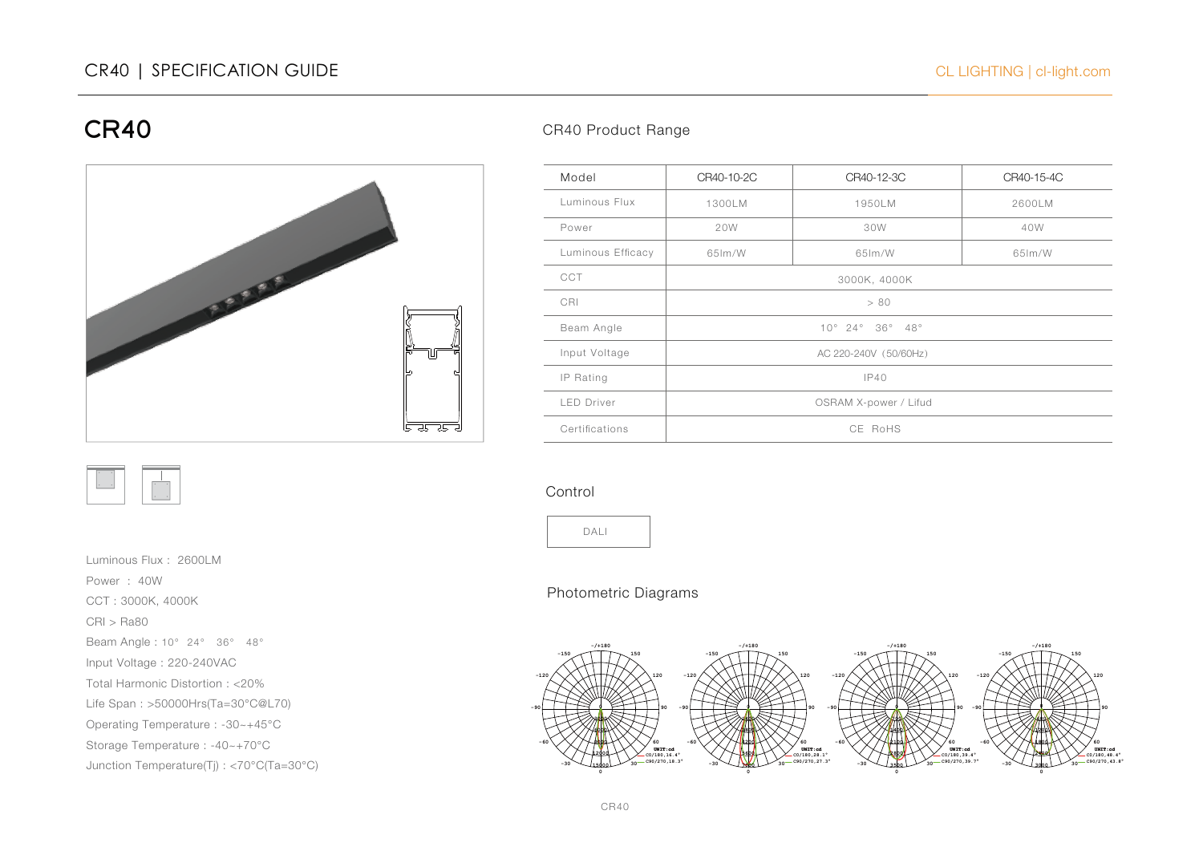# CR40

Luminous Flux : 2600LM

Power : 40W

CCT : 3000K, 4000K

CRI > Ra80

Beam Angle : 10° 24° 36° 48°

Input Voltage : 220-240VAC

Total Harmonic Distortion : <20%

Life Span : >50000Hrs(Ta=30°C@L70)

Operating Temperature : -30~+45°C

Storage Temperature : -40~+70°C

Junction Temperature(Tj) : <70°C(Ta=30°C)

## CR40 Product Range

| Model | CR40-10-2C | CR40-12-3C | CR40-15-4C |
|---|---|---|---|
| Luminous Flux | 1300LM | 1950LM | 2600LM |
| Power | 20W | 30W | 40W |
| Luminous Efficacy | 65lm/W | 65lm/W | 65lm/W |
| CCT | 3000K, 4000K | | |
| CRI | > 80 | | |
| Beam Angle | 10° 24° 36° 48° | | |
| Input Voltage | AC 220-240V (50/60Hz) | | |
| IP Rating | IP40 | | |
| LED Driver | OSRAM X-power / Lifud | | |
| Certifications | CE RoHS | | |

## Control

DALI

## Photometric Diagrams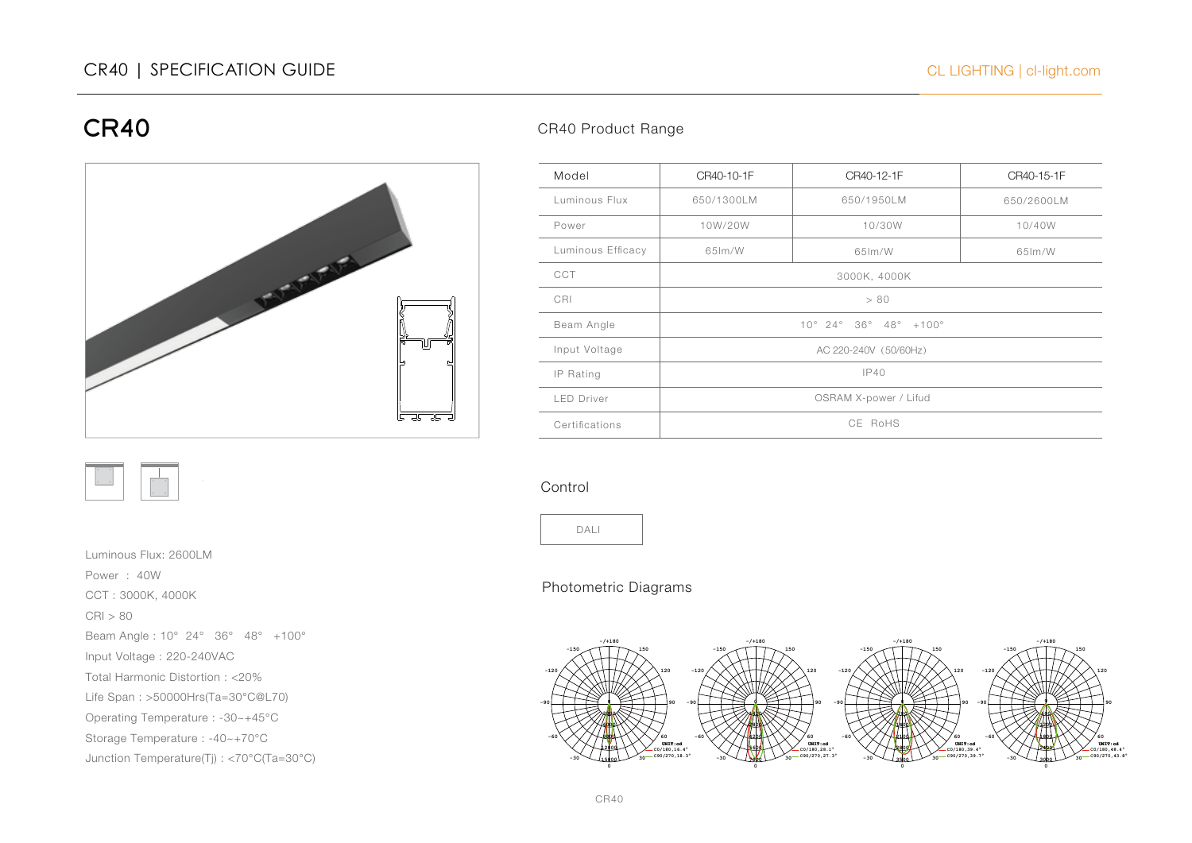# CR40

Luminous Flux: 2600LM

Power : 40W

CCT : 3000K, 4000K

CRI > 80

Beam Angle : 10° 24° 36° 48° +100°

Input Voltage : 220-240VAC

Total Harmonic Distortion : <20%

Life Span : >50000Hrs(Ta=30°C@L70)

Operating Temperature : -30~+45°C

Storage Temperature : -40~+70°C

Junction Temperature(Tj) : <70°C(Ta=30°C)

## CR40 Product Range

| Model | CR40-10-1F | CR40-12-1F | CR40-15-1F |
|---|---|---|---|
| Luminous Flux | 650/1300LM | 650/1950LM | 650/2600LM |
| Power | 10W/20W | 10/30W | 10/40W |
| Luminous Efficacy | 65lm/W | 65lm/W | 65lm/W |
| CCT | 3000K, 4000K | | |
| CRI | > 80 | | |
| Beam Angle | 10° 24° 36° 48° +100° | | |
| Input Voltage | AC 220-240V (50/60Hz) | | |
| IP Rating | IP40 | | |
| LED Driver | OSRAM X-power / Lifud | | |
| Certifications | CE RoHS | | |

## Control

DALI

## Photometric Diagrams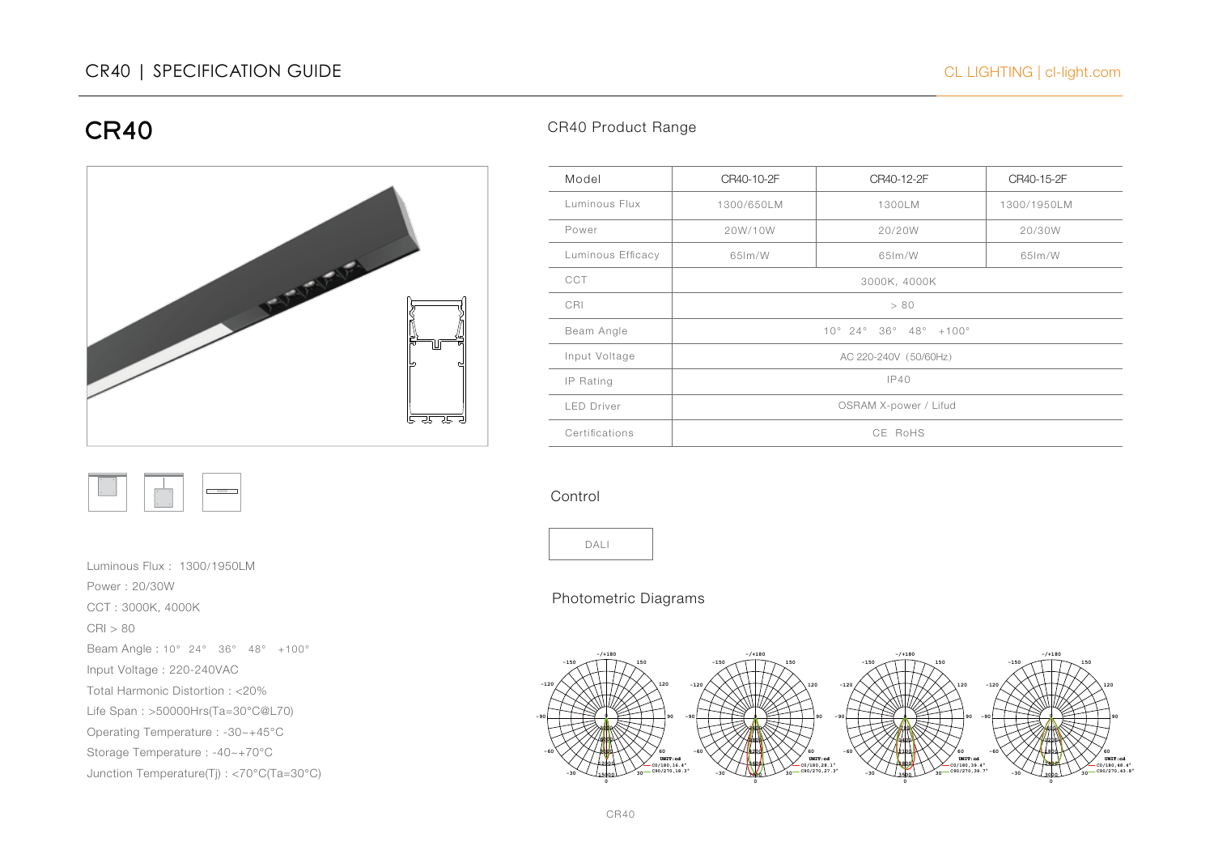# CR40

Luminous Flux : 1300/1950LM

Power : 20/30W

CCT : 3000K, 4000K

CRI > 80

Beam Angle : 10° 24° 36° 48° +100°

Input Voltage : 220-240VAC

Total Harmonic Distortion : <20%

Life Span : >50000Hrs(Ta=30°C@L70)

Operating Temperature : -30~+45°C

Storage Temperature : -40~+70°C

Junction Temperature(Tj) : <70°C(Ta=30°C)

## CR40 Product Range

| Model | CR40-10-2F | CR40-12-2F | CR40-15-2F |
| --- | --- | --- | --- |
| Luminous Flux | 1300/650LM | 1300LM | 1300/1950LM |
| Power | 20W/10W | 20/20W | 20/30W |
| Luminous Efficacy | 65lm/W | 65lm/W | 65lm/W |
| CCT | 3000K, 4000K | | |
| CRI | > 80 | | |
| Beam Angle | 10° 24° 36° 48° +100° | | |
| Input Voltage | AC 220-240V (50/60Hz) | | |
| IP Rating | IP40 | | |
| LED Driver | OSRAM X-power / Lifud | | |
| Certifications | CE RoHS | | |

## Control

DALI

## Photometric Diagrams

C0/180,16.4°
C90/270,18.3°
UNIT:cd

C0/180,28.1°
C90/270,27.3°
UNIT:cd

C0/180,39.4°
C90/270,39.7°
UNIT:cd

C0/180,48.4°
C90/270,43.8°
UNIT:cd